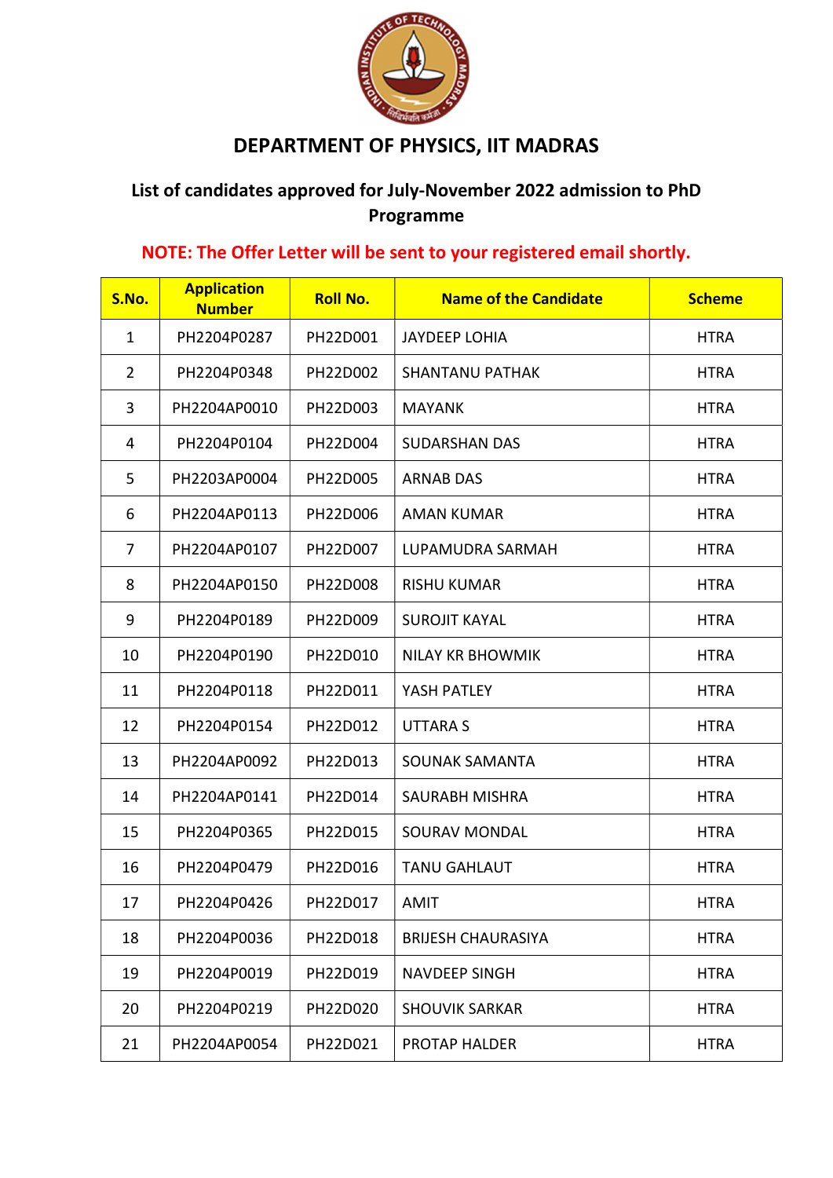# DEPARTMENT OF PHYSICS, IIT MADRAS

## List of candidates approved for July-November 2022 admission to PhD Programme

**NOTE: The Offer Letter will be sent to your registered email shortly.**

| S.No. | Application Number | Roll No. | Name of the Candidate | Scheme |
|---|---|---|---|---|
| 1 | PH2204P0287 | PH22D001 | JAYDEEP LOHIA | HTRA |
| 2 | PH2204P0348 | PH22D002 | SHANTANU PATHAK | HTRA |
| 3 | PH2204AP0010 | PH22D003 | MAYANK | HTRA |
| 4 | PH2204P0104 | PH22D004 | SUDARSHAN DAS | HTRA |
| 5 | PH2203AP0004 | PH22D005 | ARNAB DAS | HTRA |
| 6 | PH2204AP0113 | PH22D006 | AMAN KUMAR | HTRA |
| 7 | PH2204AP0107 | PH22D007 | LUPAMUDRA SARMAH | HTRA |
| 8 | PH2204AP0150 | PH22D008 | RISHU KUMAR | HTRA |
| 9 | PH2204P0189 | PH22D009 | SUROJIT KAYAL | HTRA |
| 10 | PH2204P0190 | PH22D010 | NILAY KR BHOWMIK | HTRA |
| 11 | PH2204P0118 | PH22D011 | YASH PATLEY | HTRA |
| 12 | PH2204P0154 | PH22D012 | UTTARA S | HTRA |
| 13 | PH2204AP0092 | PH22D013 | SOUNAK SAMANTA | HTRA |
| 14 | PH2204AP0141 | PH22D014 | SAURABH MISHRA | HTRA |
| 15 | PH2204P0365 | PH22D015 | SOURAV MONDAL | HTRA |
| 16 | PH2204P0479 | PH22D016 | TANU GAHLAUT | HTRA |
| 17 | PH2204P0426 | PH22D017 | AMIT | HTRA |
| 18 | PH2204P0036 | PH22D018 | BRIJESH CHAURASIYA | HTRA |
| 19 | PH2204P0019 | PH22D019 | NAVDEEP SINGH | HTRA |
| 20 | PH2204P0219 | PH22D020 | SHOUVIK SARKAR | HTRA |
| 21 | PH2204AP0054 | PH22D021 | PROTAP HALDER | HTRA |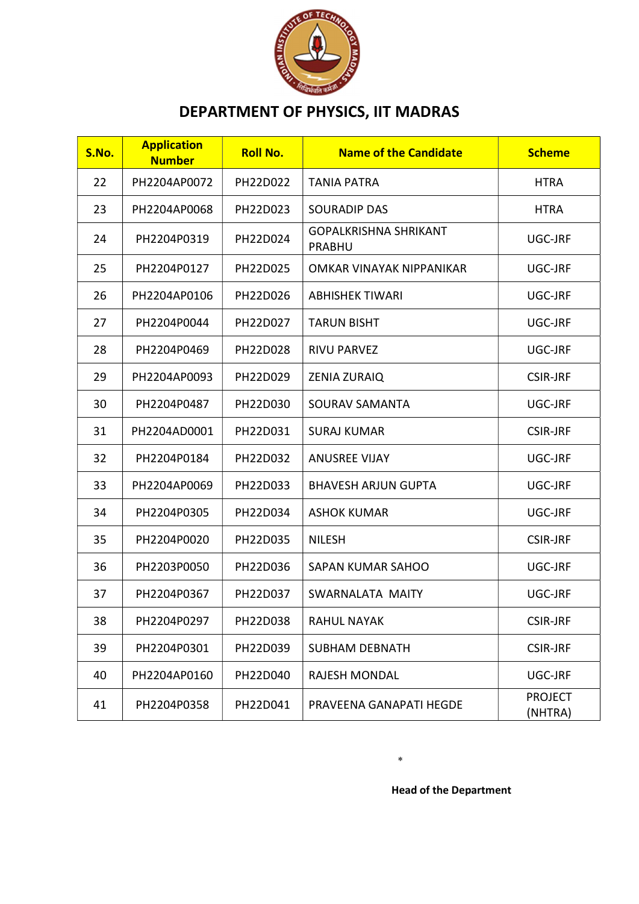# DEPARTMENT OF PHYSICS, IIT MADRAS

| S.No. | Application Number | Roll No. | Name of the Candidate | Scheme |
|---|---|---|---|---|
| 22 | PH2204AP0072 | PH22D022 | TANIA PATRA | HTRA |
| 23 | PH2204AP0068 | PH22D023 | SOURADIP DAS | HTRA |
| 24 | PH2204P0319 | PH22D024 | GOPALKRISHNA SHRIKANT PRABHU | UGC-JRF |
| 25 | PH2204P0127 | PH22D025 | OMKAR VINAYAK NIPPANIKAR | UGC-JRF |
| 26 | PH2204AP0106 | PH22D026 | ABHISHEK TIWARI | UGC-JRF |
| 27 | PH2204P0044 | PH22D027 | TARUN BISHT | UGC-JRF |
| 28 | PH2204P0469 | PH22D028 | RIVU PARVEZ | UGC-JRF |
| 29 | PH2204AP0093 | PH22D029 | ZENIA ZURAIQ | CSIR-JRF |
| 30 | PH2204P0487 | PH22D030 | SOURAV SAMANTA | UGC-JRF |
| 31 | PH2204AD0001 | PH22D031 | SURAJ KUMAR | CSIR-JRF |
| 32 | PH2204P0184 | PH22D032 | ANUSREE VIJAY | UGC-JRF |
| 33 | PH2204AP0069 | PH22D033 | BHAVESH ARJUN GUPTA | UGC-JRF |
| 34 | PH2204P0305 | PH22D034 | ASHOK KUMAR | UGC-JRF |
| 35 | PH2204P0020 | PH22D035 | NILESH | CSIR-JRF |
| 36 | PH2203P0050 | PH22D036 | SAPAN KUMAR SAHOO | UGC-JRF |
| 37 | PH2204P0367 | PH22D037 | SWARNALATA MAITY | UGC-JRF |
| 38 | PH2204P0297 | PH22D038 | RAHUL NAYAK | CSIR-JRF |
| 39 | PH2204P0301 | PH22D039 | SUBHAM DEBNATH | CSIR-JRF |
| 40 | PH2204AP0160 | PH22D040 | RAJESH MONDAL | UGC-JRF |
| 41 | PH2204P0358 | PH22D041 | PRAVEENA GANAPATI HEGDE | PROJECT (NHTRA) |

*

**Head of the Department**